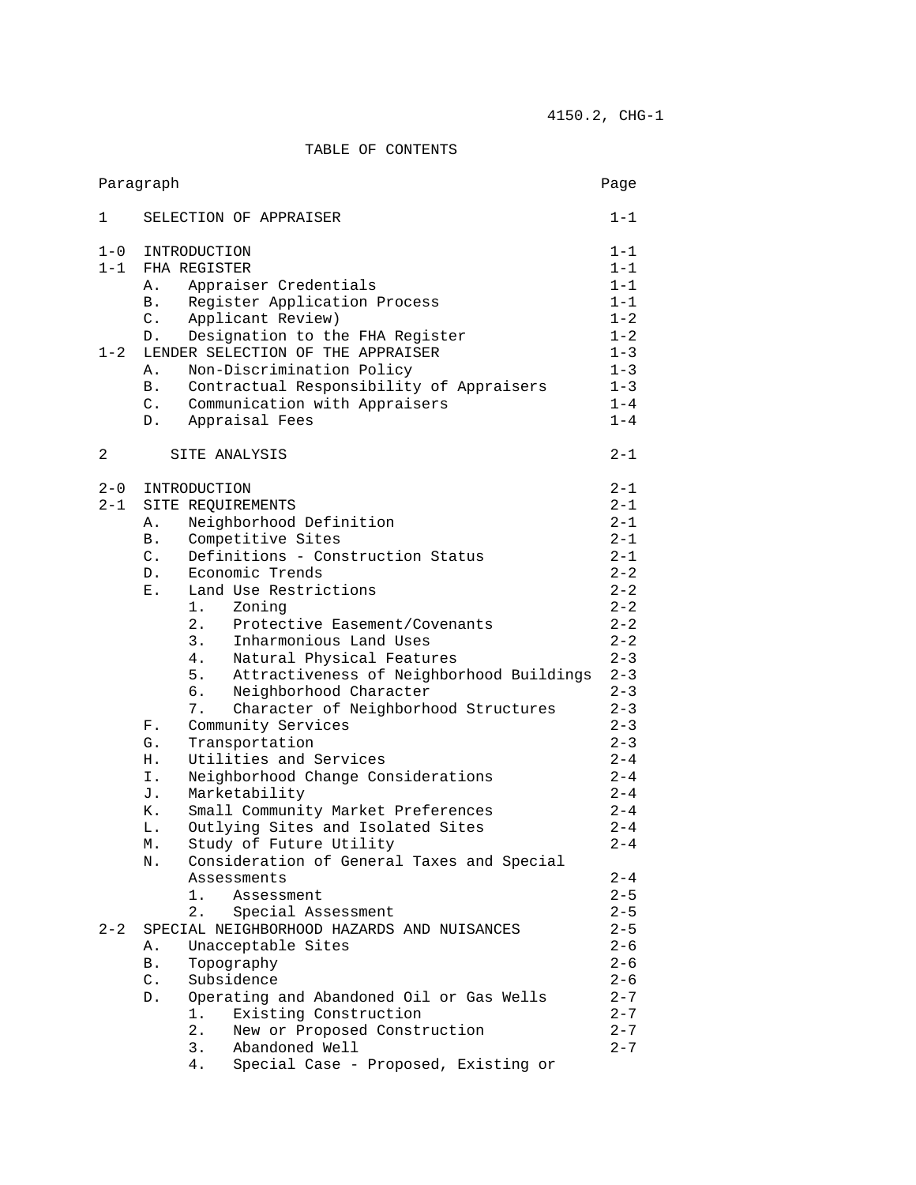4150.2, CHG-1

# TABLE OF CONTENTS

| Paragraph | | Page |
|---|---|---|
| 1 | SELECTION OF APPRAISER | 1-1 |
| 1-0 | INTRODUCTION | 1-1 |
| 1-1 | FHA REGISTER | 1-1 |
| | A. Appraiser Credentials | 1-1 |
| | B. Register Application Process | 1-1 |
| | C. Applicant Review) | 1-2 |
| | D. Designation to the FHA Register | 1-2 |
| 1-2 | LENDER SELECTION OF THE APPRAISER | 1-3 |
| | A. Non-Discrimination Policy | 1-3 |
| | B. Contractual Responsibility of Appraisers | 1-3 |
| | C. Communication with Appraisers | 1-4 |
| | D. Appraisal Fees | 1-4 |
| 2 | SITE ANALYSIS | 2-1 |
| 2-0 | INTRODUCTION | 2-1 |
| 2-1 | SITE REQUIREMENTS | 2-1 |
| | A. Neighborhood Definition | 2-1 |
| | B. Competitive Sites | 2-1 |
| | C. Definitions - Construction Status | 2-1 |
| | D. Economic Trends | 2-2 |
| | E. Land Use Restrictions | 2-2 |
| | 1. Zoning | 2-2 |
| | 2. Protective Easement/Covenants | 2-2 |
| | 3. Inharmonious Land Uses | 2-2 |
| | 4. Natural Physical Features | 2-3 |
| | 5. Attractiveness of Neighborhood Buildings | 2-3 |
| | 6. Neighborhood Character | 2-3 |
| | 7. Character of Neighborhood Structures | 2-3 |
| | F. Community Services | 2-3 |
| | G. Transportation | 2-3 |
| | H. Utilities and Services | 2-4 |
| | I. Neighborhood Change Considerations | 2-4 |
| | J. Marketability | 2-4 |
| | K. Small Community Market Preferences | 2-4 |
| | L. Outlying Sites and Isolated Sites | 2-4 |
| | M. Study of Future Utility | 2-4 |
| | N. Consideration of General Taxes and Special Assessments | 2-4 |
| | 1. Assessment | 2-5 |
| | 2. Special Assessment | 2-5 |
| 2-2 | SPECIAL NEIGHBORHOOD HAZARDS AND NUISANCES | 2-5 |
| | A. Unacceptable Sites | 2-6 |
| | B. Topography | 2-6 |
| | C. Subsidence | 2-6 |
| | D. Operating and Abandoned Oil or Gas Wells | 2-7 |
| | 1. Existing Construction | 2-7 |
| | 2. New or Proposed Construction | 2-7 |
| | 3. Abandoned Well | 2-7 |
| | 4. Special Case - Proposed, Existing or | |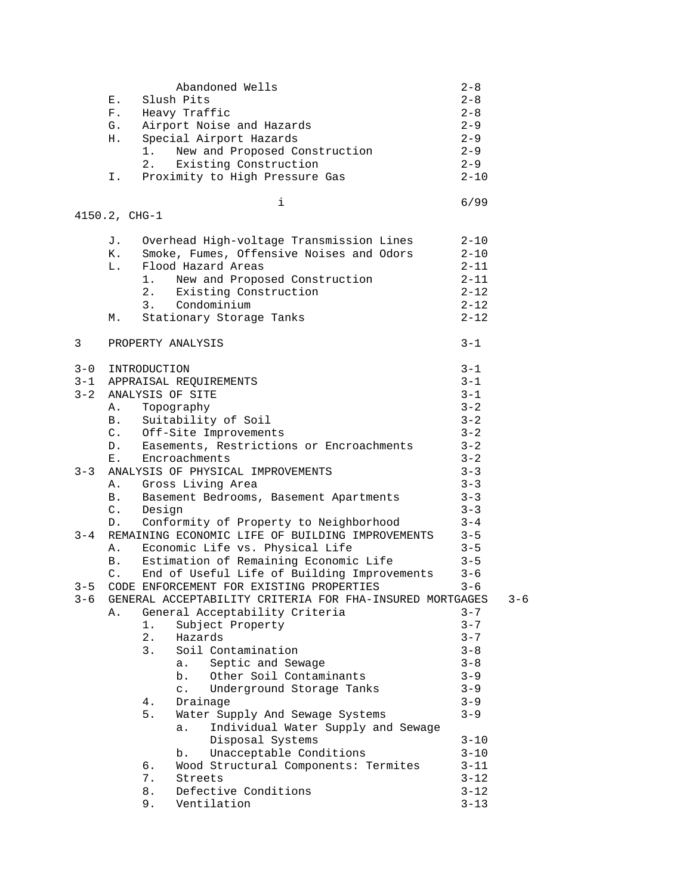| | | |
|---|---|---|
| Abandoned Wells | | 2-8 |
| E. | Slush Pits | 2-8 |
| F. | Heavy Traffic | 2-8 |
| G. | Airport Noise and Hazards | 2-9 |
| H. | Special Airport Hazards | 2-9 |
| | 1. New and Proposed Construction | 2-9 |
| | 2. Existing Construction | 2-9 |
| I. | Proximity to High Pressure Gas | 2-10 |

| | | |
|---|---|---|
| J. | Overhead High-voltage Transmission Lines | 2-10 |
| K. | Smoke, Fumes, Offensive Noises and Odors | 2-10 |
| L. | Flood Hazard Areas | 2-11 |
| | 1. New and Proposed Construction | 2-11 |
| | 2. Existing Construction | 2-12 |
| | 3. Condominium | 2-12 |
| M. | Stationary Storage Tanks | 2-12 |

| | | |
|---|---|---|
| 3 | PROPERTY ANALYSIS | 3-1 |
| 3-0 | INTRODUCTION | 3-1 |
| 3-1 | APPRAISAL REQUIREMENTS | 3-1 |
| 3-2 | ANALYSIS OF SITE | 3-1 |
| | A. Topography | 3-2 |
| | B. Suitability of Soil | 3-2 |
| | C. Off-Site Improvements | 3-2 |
| | D. Easements, Restrictions or Encroachments | 3-2 |
| | E. Encroachments | 3-2 |
| 3-3 | ANALYSIS OF PHYSICAL IMPROVEMENTS | 3-3 |
| | A. Gross Living Area | 3-3 |
| | B. Basement Bedrooms, Basement Apartments | 3-3 |
| | C. Design | 3-3 |
| | D. Conformity of Property to Neighborhood | 3-4 |
| 3-4 | REMAINING ECONOMIC LIFE OF BUILDING IMPROVEMENTS | 3-5 |
| | A. Economic Life vs. Physical Life | 3-5 |
| | B. Estimation of Remaining Economic Life | 3-5 |
| | C. End of Useful Life of Building Improvements | 3-6 |
| 3-5 | CODE ENFORCEMENT FOR EXISTING PROPERTIES | 3-6 |
| 3-6 | GENERAL ACCEPTABILITY CRITERIA FOR FHA-INSURED MORTGAGES | 3-6 |
| | A. General Acceptability Criteria | 3-7 |
| | 1. Subject Property | 3-7 |
| | 2. Hazards | 3-7 |
| | 3. Soil Contamination | 3-8 |
| | a. Septic and Sewage | 3-8 |
| | b. Other Soil Contaminants | 3-9 |
| | c. Underground Storage Tanks | 3-9 |
| | 4. Drainage | 3-9 |
| | 5. Water Supply And Sewage Systems | 3-9 |
| | a. Individual Water Supply and Sewage Disposal Systems | 3-10 |
| | b. Unacceptable Conditions | 3-10 |
| | 6. Wood Structural Components: Termites | 3-11 |
| | 7. Streets | 3-12 |
| | 8. Defective Conditions | 3-12 |
| | 9. Ventilation | 3-13 |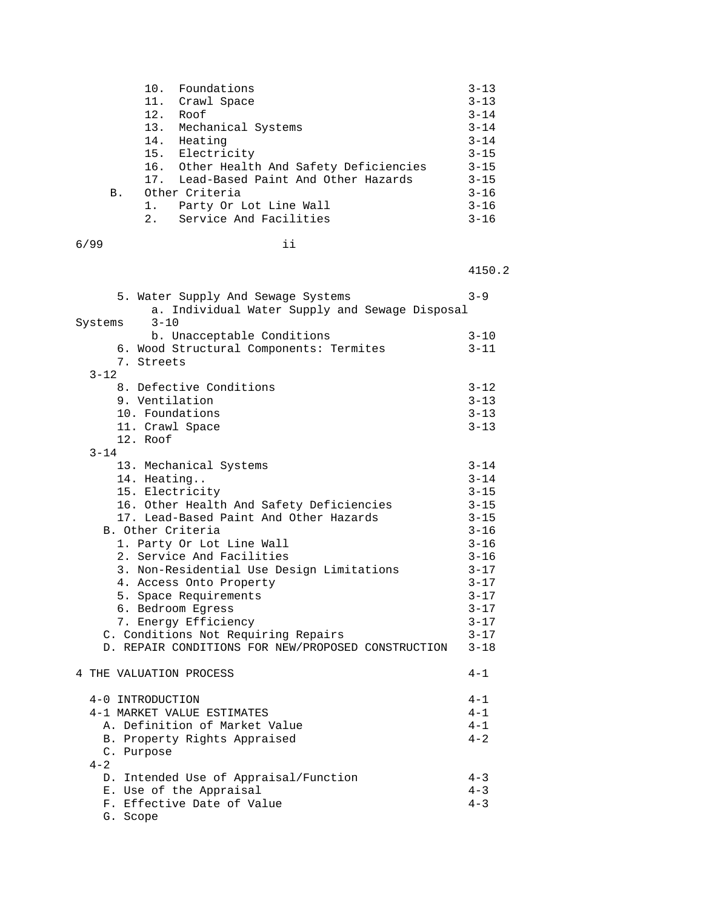| | |
|---|---|
| 10. Foundations | 3-13 |
| 11. Crawl Space | 3-13 |
| 12. Roof | 3-14 |
| 13. Mechanical Systems | 3-14 |
| 14. Heating | 3-14 |
| 15. Electricity | 3-15 |
| 16. Other Health And Safety Deficiencies | 3-15 |
| 17. Lead-Based Paint And Other Hazards | 3-15 |
| B. Other Criteria | 3-16 |
| 1. Party Or Lot Line Wall | 3-16 |
| 2. Service And Facilities | 3-16 |

| | |
|---|---|
| 5. Water Supply And Sewage Systems | 3-9 |
| a. Individual Water Supply and Sewage Disposal Systems | 3-10 |
| b. Unacceptable Conditions | 3-10 |
| 6. Wood Structural Components: Termites | 3-11 |
| 7. Streets | 3-12 |
| 8. Defective Conditions | 3-12 |
| 9. Ventilation | 3-13 |
| 10. Foundations | 3-13 |
| 11. Crawl Space | 3-13 |
| 12. Roof | 3-14 |
| 13. Mechanical Systems | 3-14 |
| 14. Heating.. | 3-14 |
| 15. Electricity | 3-15 |
| 16. Other Health And Safety Deficiencies | 3-15 |
| 17. Lead-Based Paint And Other Hazards | 3-15 |
| B. Other Criteria | 3-16 |
| 1. Party Or Lot Line Wall | 3-16 |
| 2. Service And Facilities | 3-16 |
| 3. Non-Residential Use Design Limitations | 3-17 |
| 4. Access Onto Property | 3-17 |
| 5. Space Requirements | 3-17 |
| 6. Bedroom Egress | 3-17 |
| 7. Energy Efficiency | 3-17 |
| C. Conditions Not Requiring Repairs | 3-17 |
| D. REPAIR CONDITIONS FOR NEW/PROPOSED CONSTRUCTION | 3-18 |
| 4 THE VALUATION PROCESS | 4-1 |
| 4-0 INTRODUCTION | 4-1 |
| 4-1 MARKET VALUE ESTIMATES | 4-1 |
| A. Definition of Market Value | 4-1 |
| B. Property Rights Appraised | 4-2 |
| C. Purpose | 4-2 |
| D. Intended Use of Appraisal/Function | 4-3 |
| E. Use of the Appraisal | 4-3 |
| F. Effective Date of Value | 4-3 |
| G. Scope | |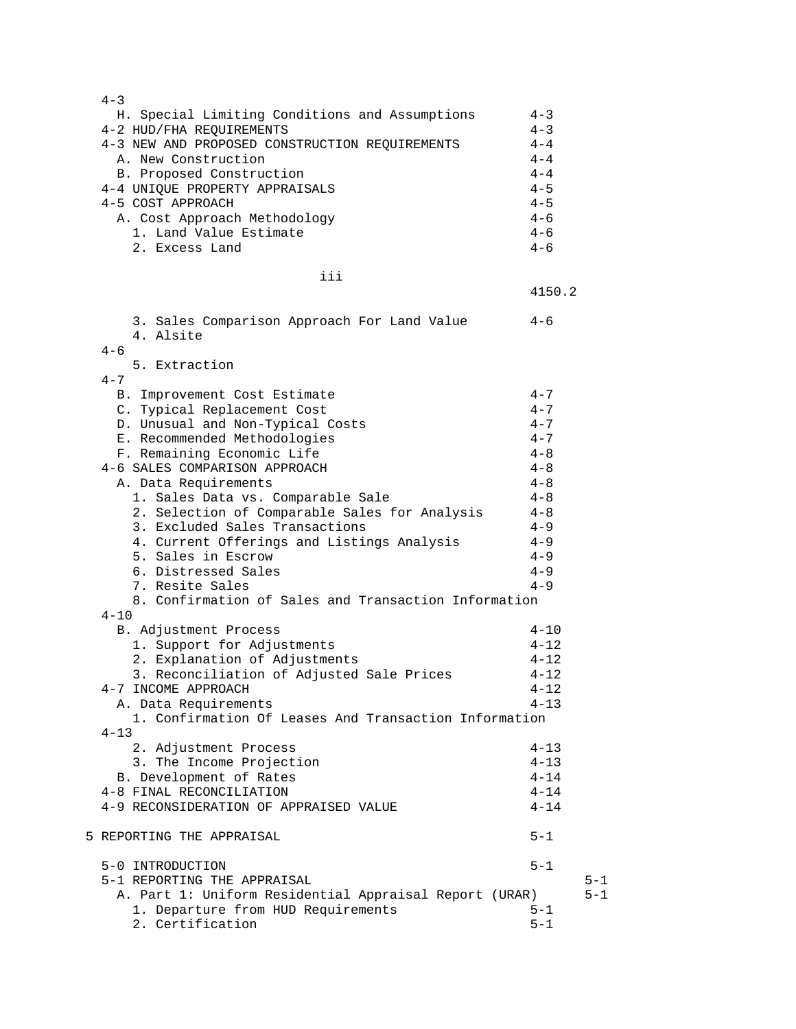4-3
H. Special Limiting Conditions and Assumptions 4-3
4-2 HUD/FHA REQUIREMENTS 4-3
4-3 NEW AND PROPOSED CONSTRUCTION REQUIREMENTS 4-4
A. New Construction 4-4
B. Proposed Construction 4-4
4-4 UNIQUE PROPERTY APPRAISALS 4-5
4-5 COST APPROACH 4-5
A. Cost Approach Methodology 4-6
1. Land Value Estimate 4-6
2. Excess Land 4-6

4150.2

3. Sales Comparison Approach For Land Value 4-6
4. Alsite
4-6
5. Extraction
4-7
B. Improvement Cost Estimate 4-7
C. Typical Replacement Cost 4-7
D. Unusual and Non-Typical Costs 4-7
E. Recommended Methodologies 4-7
F. Remaining Economic Life 4-8
4-6 SALES COMPARISON APPROACH 4-8
A. Data Requirements 4-8
1. Sales Data vs. Comparable Sale 4-8
2. Selection of Comparable Sales for Analysis 4-8
3. Excluded Sales Transactions 4-9
4. Current Offerings and Listings Analysis 4-9
5. Sales in Escrow 4-9
6. Distressed Sales 4-9
7. Resite Sales 4-9
8. Confirmation of Sales and Transaction Information
4-10
B. Adjustment Process 4-10
1. Support for Adjustments 4-12
2. Explanation of Adjustments 4-12
3. Reconciliation of Adjusted Sale Prices 4-12
4-7 INCOME APPROACH 4-12
A. Data Requirements 4-13
1. Confirmation Of Leases And Transaction Information
4-13
2. Adjustment Process 4-13
3. The Income Projection 4-13
B. Development of Rates 4-14
4-8 FINAL RECONCILIATION 4-14
4-9 RECONSIDERATION OF APPRAISED VALUE 4-14

5 REPORTING THE APPRAISAL 5-1

5-0 INTRODUCTION 5-1
5-1 REPORTING THE APPRAISAL 5-1
A. Part 1: Uniform Residential Appraisal Report (URAR) 5-1
1. Departure from HUD Requirements 5-1
2. Certification 5-1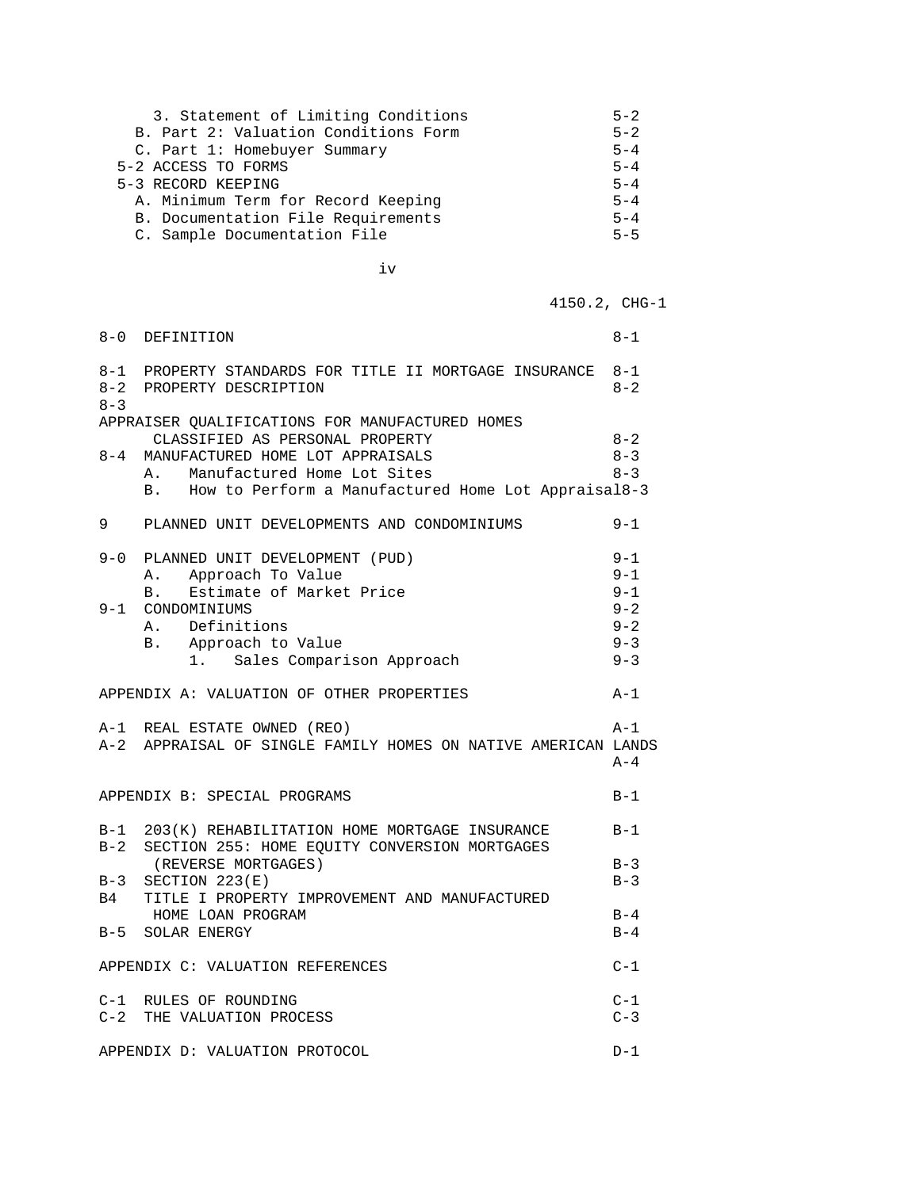3. Statement of Limiting Conditions 5-2
B. Part 2: Valuation Conditions Form 5-2
C. Part 1: Homebuyer Summary 5-4
5-2 ACCESS TO FORMS 5-4
5-3 RECORD KEEPING 5-4
A. Minimum Term for Record Keeping 5-4
B. Documentation File Requirements 5-4
C. Sample Documentation File 5-5

| | | |
|---|---|---|
| 8-0 | DEFINITION | 8-1 |
| 8-1 | PROPERTY STANDARDS FOR TITLE II MORTGAGE INSURANCE | 8-1 |
| 8-2 | PROPERTY DESCRIPTION | 8-2 |
| 8-3 | APPRAISER QUALIFICATIONS FOR MANUFACTURED HOMES CLASSIFIED AS PERSONAL PROPERTY | 8-2 |
| 8-4 | MANUFACTURED HOME LOT APPRAISALS | 8-3 |
| | A. Manufactured Home Lot Sites | 8-3 |
| | B. How to Perform a Manufactured Home Lot Appraisal | 8-3 |
| 9 | PLANNED UNIT DEVELOPMENTS AND CONDOMINIUMS | 9-1 |
| 9-0 | PLANNED UNIT DEVELOPMENT (PUD) | 9-1 |
| | A. Approach To Value | 9-1 |
| | B. Estimate of Market Price | 9-1 |
| 9-1 | CONDOMINIUMS | 9-2 |
| | A. Definitions | 9-2 |
| | B. Approach to Value | 9-3 |
| | 1. Sales Comparison Approach | 9-3 |
| | APPENDIX A: VALUATION OF OTHER PROPERTIES | A-1 |
| A-1 | REAL ESTATE OWNED (REO) | A-1 |
| A-2 | APPRAISAL OF SINGLE FAMILY HOMES ON NATIVE AMERICAN LANDS | A-4 |
| | APPENDIX B: SPECIAL PROGRAMS | B-1 |
| B-1 | 203(K) REHABILITATION HOME MORTGAGE INSURANCE | B-1 |
| B-2 | SECTION 255: HOME EQUITY CONVERSION MORTGAGES (REVERSE MORTGAGES) | B-3 |
| B-3 | SECTION 223(E) | B-3 |
| B4 | TITLE I PROPERTY IMPROVEMENT AND MANUFACTURED HOME LOAN PROGRAM | B-4 |
| B-5 | SOLAR ENERGY | B-4 |
| | APPENDIX C: VALUATION REFERENCES | C-1 |
| C-1 | RULES OF ROUNDING | C-1 |
| C-2 | THE VALUATION PROCESS | C-3 |
| | APPENDIX D: VALUATION PROTOCOL | D-1 |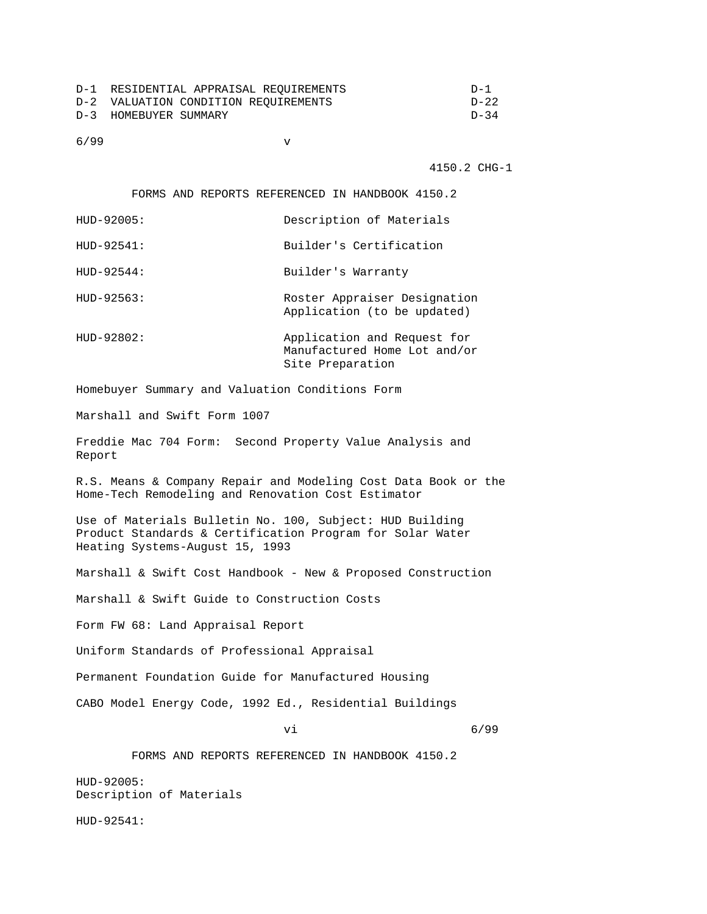| | | |
|---|---|---|
| D-1 | RESIDENTIAL APPRAISAL REQUIREMENTS | D-1 |
| D-2 | VALUATION CONDITION REQUIREMENTS | D-22 |
| D-3 | HOMEBUYER SUMMARY | D-34 |

## FORMS AND REPORTS REFERENCED IN HANDBOOK 4150.2

| | |
|---|---|
| HUD-92005: | Description of Materials |
| HUD-92541: | Builder's Certification |
| HUD-92544: | Builder's Warranty |
| HUD-92563: | Roster Appraiser Designation Application (to be updated) |
| HUD-92802: | Application and Request for Manufactured Home Lot and/or Site Preparation |

Homebuyer Summary and Valuation Conditions Form

Marshall and Swift Form 1007

Freddie Mac 704 Form: Second Property Value Analysis and Report

R.S. Means & Company Repair and Modeling Cost Data Book or the Home-Tech Remodeling and Renovation Cost Estimator

Use of Materials Bulletin No. 100, Subject: HUD Building Product Standards & Certification Program for Solar Water Heating Systems-August 15, 1993

Marshall & Swift Cost Handbook - New & Proposed Construction

Marshall & Swift Guide to Construction Costs

Form FW 68: Land Appraisal Report

Uniform Standards of Professional Appraisal

Permanent Foundation Guide for Manufactured Housing

CABO Model Energy Code, 1992 Ed., Residential Buildings

## FORMS AND REPORTS REFERENCED IN HANDBOOK 4150.2

HUD-92005:
Description of Materials

HUD-92541: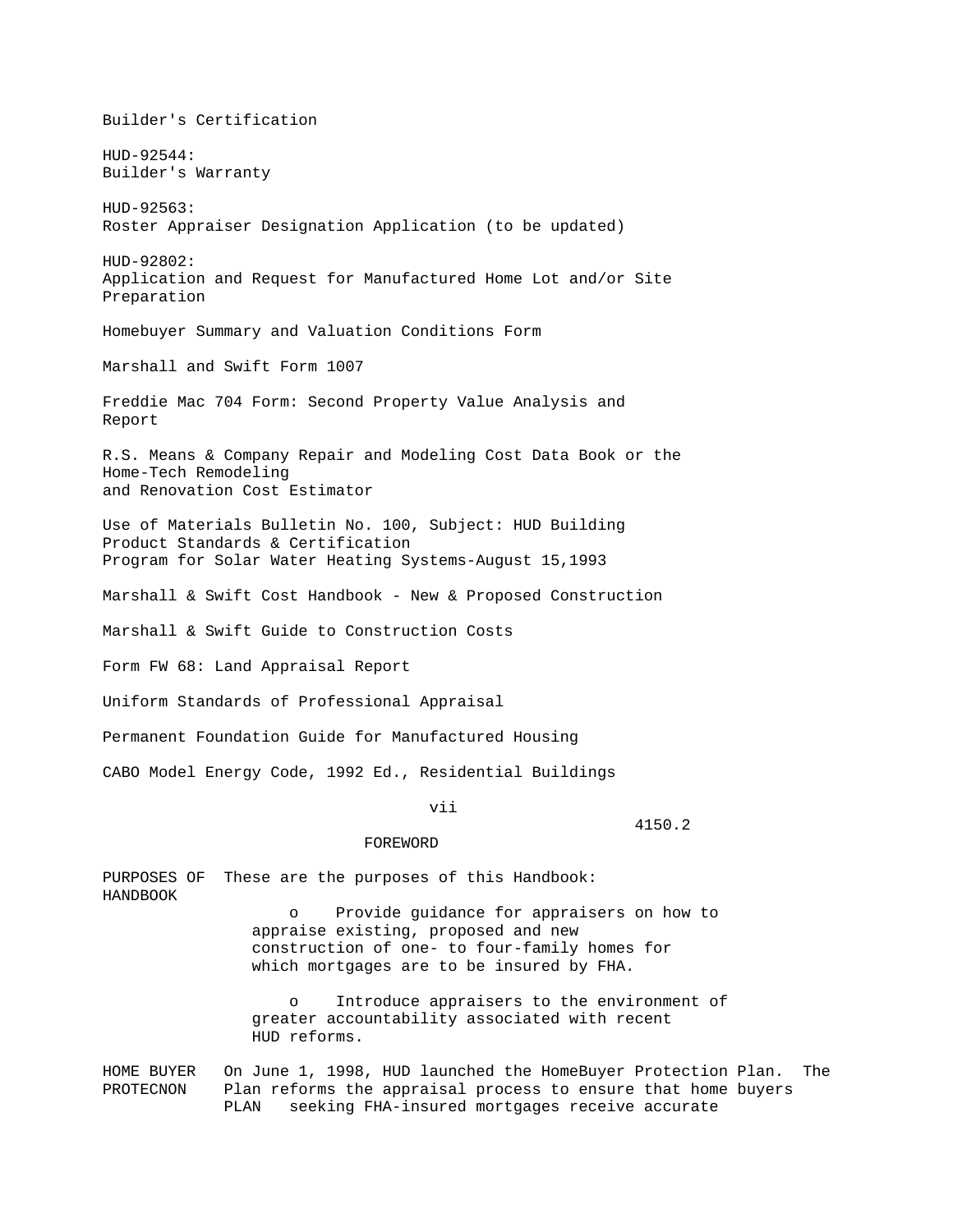Builder's Certification

HUD-92544:
Builder's Warranty

HUD-92563:
Roster Appraiser Designation Application (to be updated)

HUD-92802:
Application and Request for Manufactured Home Lot and/or Site Preparation

Homebuyer Summary and Valuation Conditions Form

Marshall and Swift Form 1007

Freddie Mac 704 Form: Second Property Value Analysis and Report

R.S. Means & Company Repair and Modeling Cost Data Book or the Home-Tech Remodeling and Renovation Cost Estimator

Use of Materials Bulletin No. 100, Subject: HUD Building Product Standards & Certification Program for Solar Water Heating Systems-August 15,1993

Marshall & Swift Cost Handbook - New & Proposed Construction

Marshall & Swift Guide to Construction Costs

Form FW 68: Land Appraisal Report

Uniform Standards of Professional Appraisal

Permanent Foundation Guide for Manufactured Housing

CABO Model Energy Code, 1992 Ed., Residential Buildings

## FOREWORD

**PURPOSES OF HANDBOOK**

These are the purposes of this Handbook:

- Provide guidance for appraisers on how to appraise existing, proposed and new construction of one- to four-family homes for which mortgages are to be insured by FHA.
- Introduce appraisers to the environment of greater accountability associated with recent HUD reforms.

**HOME BUYER PROTECNON PLAN**

On June 1, 1998, HUD launched the HomeBuyer Protection Plan. The Plan reforms the appraisal process to ensure that home buyers seeking FHA-insured mortgages receive accurate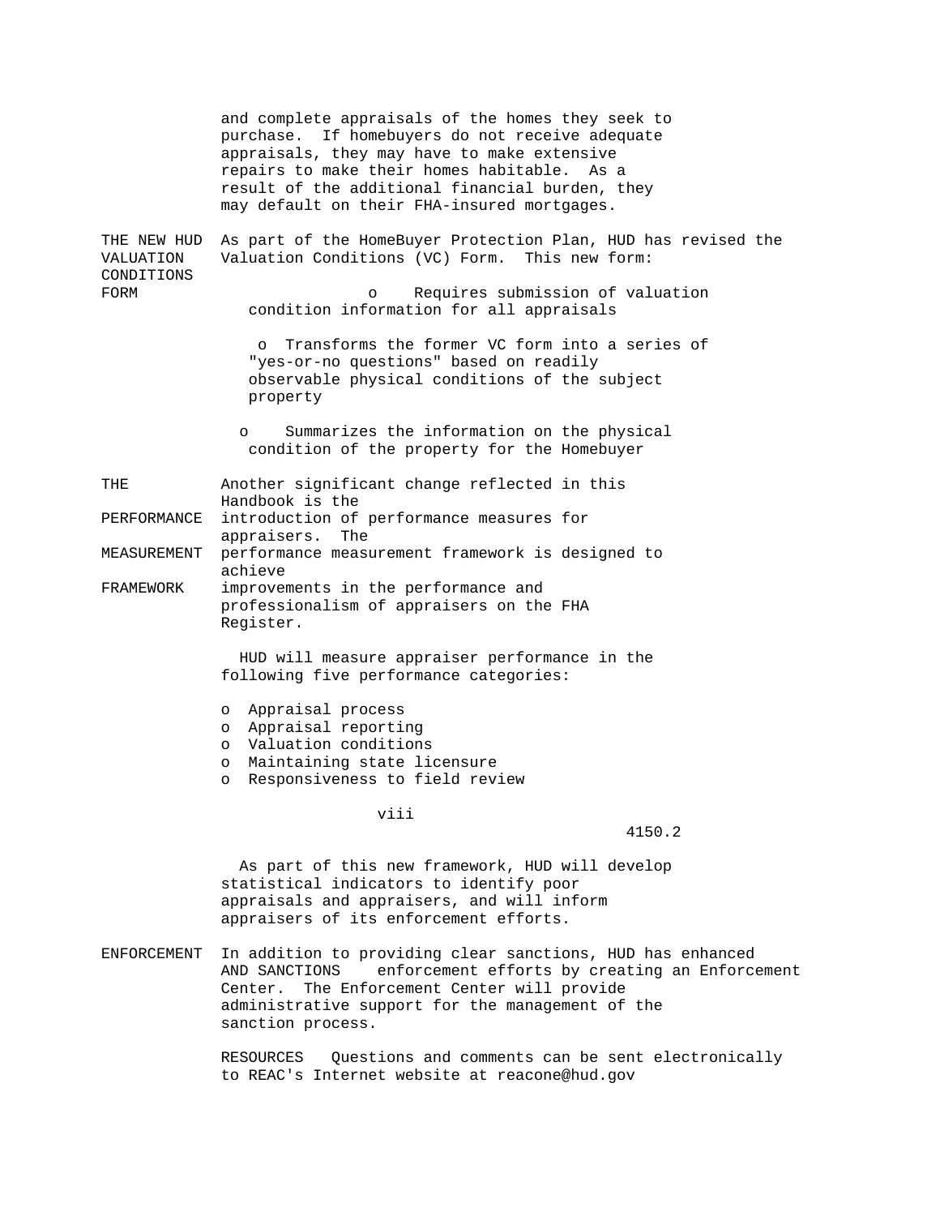and complete appraisals of the homes they seek to purchase. If homebuyers do not receive adequate appraisals, they may have to make extensive repairs to make their homes habitable. As a result of the additional financial burden, they may default on their FHA-insured mortgages.

**THE NEW HUD VALUATION CONDITIONS FORM**

As part of the HomeBuyer Protection Plan, HUD has revised the Valuation Conditions (VC) Form. This new form:

- Requires submission of valuation condition information for all appraisals
- Transforms the former VC form into a series of "yes-or-no questions" based on readily observable physical conditions of the subject property
- Summarizes the information on the physical condition of the property for the Homebuyer

**THE PERFORMANCE MEASUREMENT FRAMEWORK**

Another significant change reflected in this Handbook is the introduction of performance measures for appraisers. The performance measurement framework is designed to achieve improvements in the performance and professionalism of appraisers on the FHA Register.

HUD will measure appraiser performance in the following five performance categories:

- Appraisal process
- Appraisal reporting
- Valuation conditions
- Maintaining state licensure
- Responsiveness to field review

As part of this new framework, HUD will develop statistical indicators to identify poor appraisals and appraisers, and will inform appraisers of its enforcement efforts.

**ENFORCEMENT AND SANCTIONS**

In addition to providing clear sanctions, HUD has enhanced enforcement efforts by creating an Enforcement Center. The Enforcement Center will provide administrative support for the management of the sanction process.

**RESOURCES**

Questions and comments can be sent electronically to REAC's Internet website at reacone@hud.gov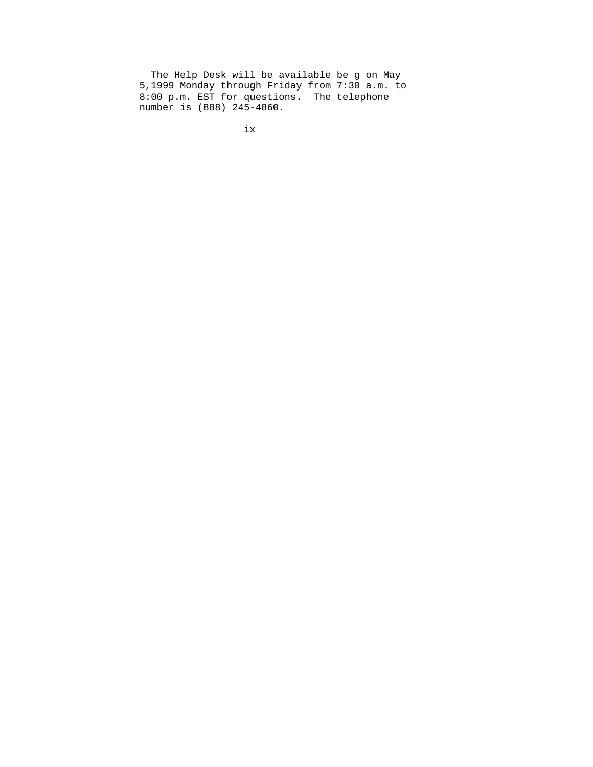The Help Desk will be available be g on May 5,1999 Monday through Friday from 7:30 a.m. to 8:00 p.m. EST for questions. The telephone number is (888) 245-4860.